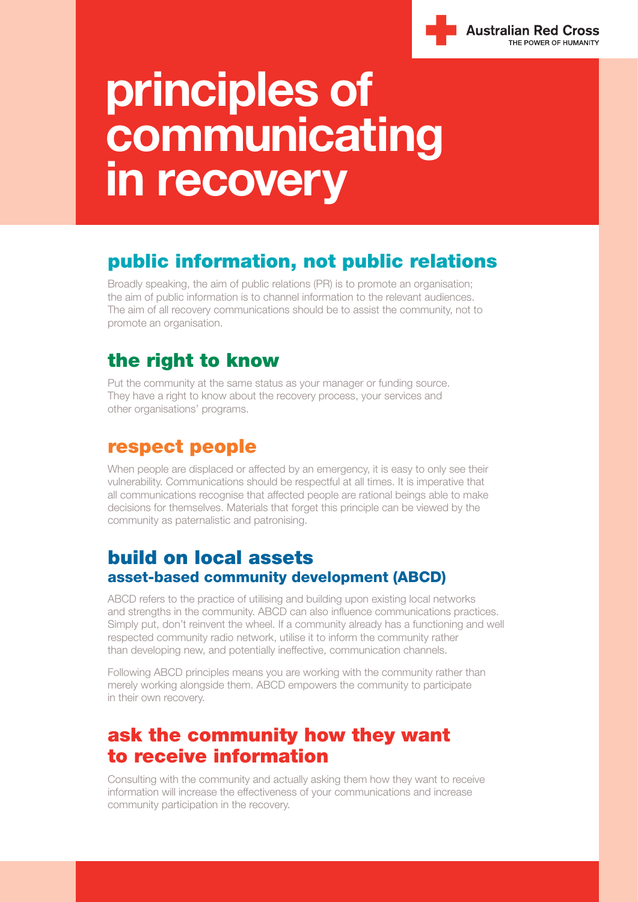Australian Red Cross
THE POWER OF HUMANITY

# principles of communicating in recovery

## public information, not public relations

Broadly speaking, the aim of public relations (PR) is to promote an organisation; the aim of public information is to channel information to the relevant audiences. The aim of all recovery communications should be to assist the community, not to promote an organisation.

## the right to know

Put the community at the same status as your manager or funding source. They have a right to know about the recovery process, your services and other organisations' programs.

## respect people

When people are displaced or affected by an emergency, it is easy to only see their vulnerability. Communications should be respectful at all times. It is imperative that all communications recognise that affected people are rational beings able to make decisions for themselves. Materials that forget this principle can be viewed by the community as paternalistic and patronising.

## build on local assets

### asset-based community development (ABCD)

ABCD refers to the practice of utilising and building upon existing local networks and strengths in the community. ABCD can also influence communications practices. Simply put, don't reinvent the wheel. If a community already has a functioning and well respected community radio network, utilise it to inform the community rather than developing new, and potentially ineffective, communication channels.

Following ABCD principles means you are working with the community rather than merely working alongside them. ABCD empowers the community to participate in their own recovery.

## ask the community how they want to receive information

Consulting with the community and actually asking them how they want to receive information will increase the effectiveness of your communications and increase community participation in the recovery.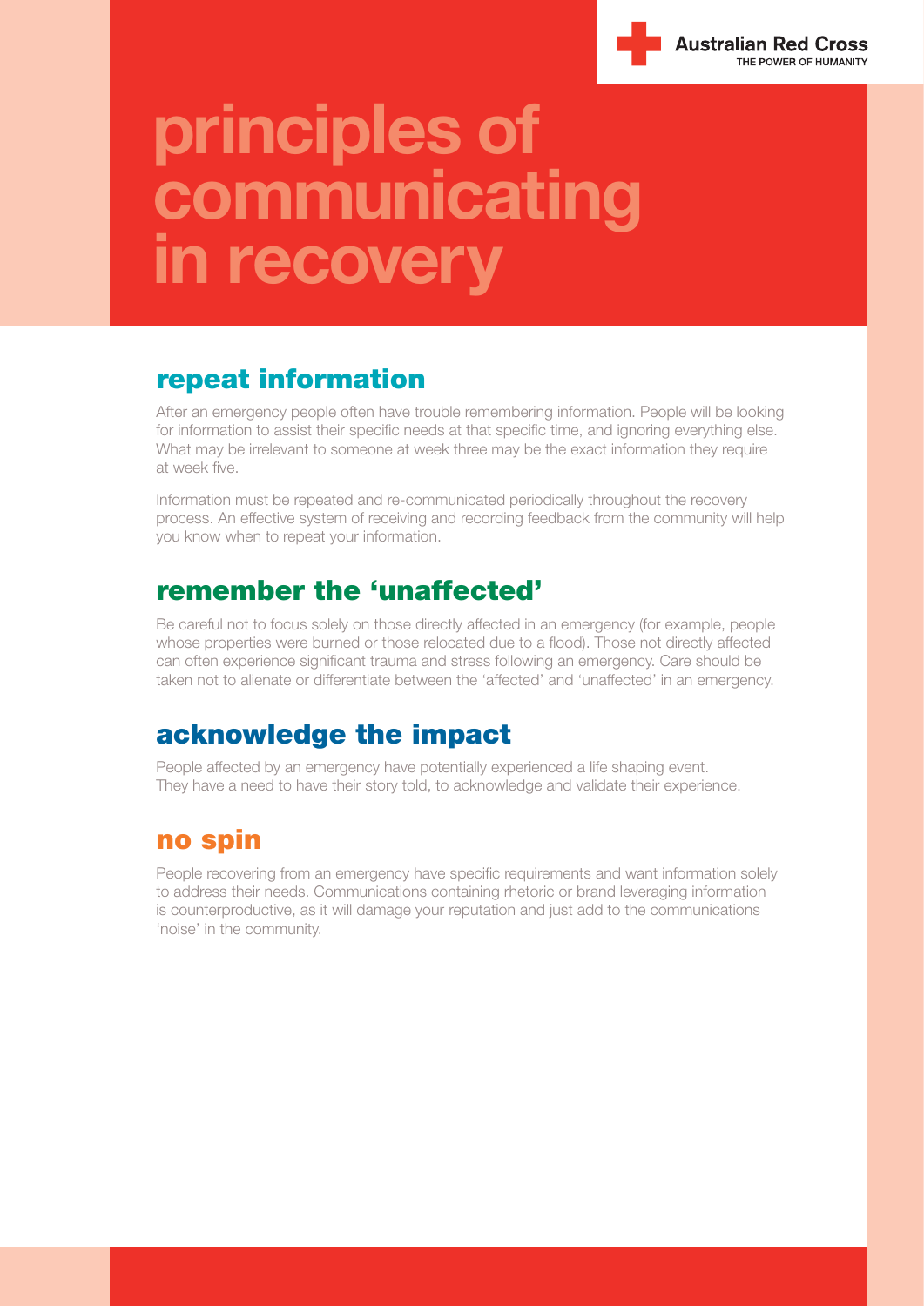Australian Red Cross
THE POWER OF HUMANITY

# principles of communicating in recovery

## repeat information

After an emergency people often have trouble remembering information. People will be looking for information to assist their specific needs at that specific time, and ignoring everything else. What may be irrelevant to someone at week three may be the exact information they require at week five.

Information must be repeated and re-communicated periodically throughout the recovery process. An effective system of receiving and recording feedback from the community will help you know when to repeat your information.

## remember the 'unaffected'

Be careful not to focus solely on those directly affected in an emergency (for example, people whose properties were burned or those relocated due to a flood). Those not directly affected can often experience significant trauma and stress following an emergency. Care should be taken not to alienate or differentiate between the 'affected' and 'unaffected' in an emergency.

## acknowledge the impact

People affected by an emergency have potentially experienced a life shaping event. They have a need to have their story told, to acknowledge and validate their experience.

## no spin

People recovering from an emergency have specific requirements and want information solely to address their needs. Communications containing rhetoric or brand leveraging information is counterproductive, as it will damage your reputation and just add to the communications 'noise' in the community.